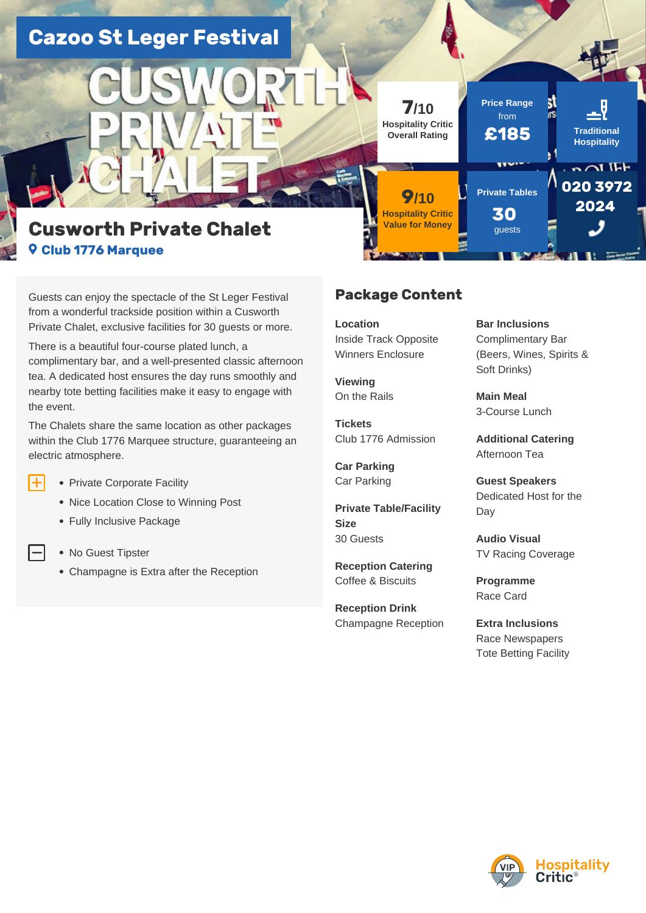Cazoo St Leger Festival

# Cusworth Private Chalet

**Club 1776 Marquee**

**7/10** Hospitality Critic Overall Rating

**Price Range** from **£185**

**Traditional Hospitality**

**9/10** Hospitality Critic Value for Money

**Private Tables** **30** guests

**020 3972 2024**

Guests can enjoy the spectacle of the St Leger Festival from a wonderful trackside position within a Cusworth Private Chalet, exclusive facilities for 30 guests or more.

There is a beautiful four-course plated lunch, a complimentary bar, and a well-presented classic afternoon tea. A dedicated host ensures the day runs smoothly and nearby tote betting facilities make it easy to engage with the event.

The Chalets share the same location as other packages within the Club 1776 Marquee structure, guaranteeing an electric atmosphere.

[+]
- Private Corporate Facility
- Nice Location Close to Winning Post
- Fully Inclusive Package

[−]
- No Guest Tipster
- Champagne is Extra after the Reception

## Package Content

**Location**
Inside Track Opposite Winners Enclosure

**Viewing**
On the Rails

**Tickets**
Club 1776 Admission

**Car Parking**
Car Parking

**Private Table/Facility Size**
30 Guests

**Reception Catering**
Coffee & Biscuits

**Reception Drink**
Champagne Reception

**Bar Inclusions**
Complimentary Bar (Beers, Wines, Spirits & Soft Drinks)

**Main Meal**
3-Course Lunch

**Additional Catering**
Afternoon Tea

**Guest Speakers**
Dedicated Host for the Day

**Audio Visual**
TV Racing Coverage

**Programme**
Race Card

**Extra Inclusions**
Race Newspapers
Tote Betting Facility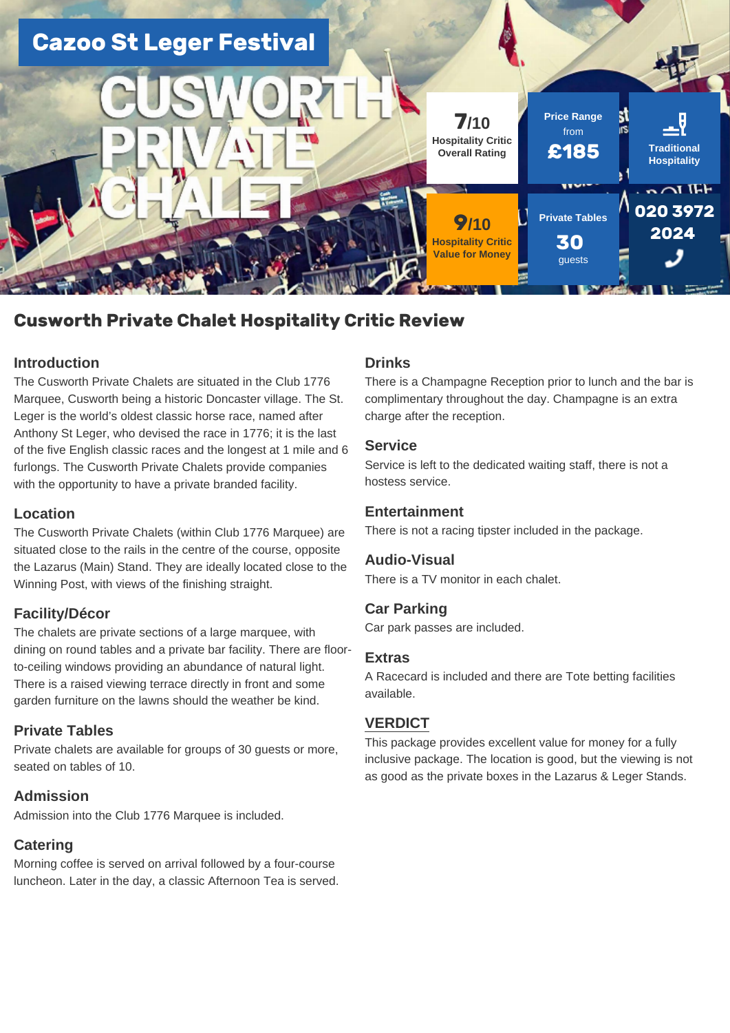# Cazoo St Leger Festival

# CUSWORTH PRIVATE CHALET

**7/10**
Hospitality Critic Overall Rating

**Price Range** from **£185**

**Traditional Hospitality**

**9/10**
Hospitality Critic Value for Money

**Private Tables**
**30** guests

**020 3972 2024**

## Cusworth Private Chalet Hospitality Critic Review

### Introduction

The Cusworth Private Chalets are situated in the Club 1776 Marquee, Cusworth being a historic Doncaster village. The St. Leger is the world's oldest classic horse race, named after Anthony St Leger, who devised the race in 1776; it is the last of the five English classic races and the longest at 1 mile and 6 furlongs. The Cusworth Private Chalets provide companies with the opportunity to have a private branded facility.

### Location

The Cusworth Private Chalets (within Club 1776 Marquee) are situated close to the rails in the centre of the course, opposite the Lazarus (Main) Stand. They are ideally located close to the Winning Post, with views of the finishing straight.

### Facility/Décor

The chalets are private sections of a large marquee, with dining on round tables and a private bar facility. There are floor-to-ceiling windows providing an abundance of natural light. There is a raised viewing terrace directly in front and some garden furniture on the lawns should the weather be kind.

### Private Tables

Private chalets are available for groups of 30 guests or more, seated on tables of 10.

### Admission

Admission into the Club 1776 Marquee is included.

### Catering

Morning coffee is served on arrival followed by a four-course luncheon. Later in the day, a classic Afternoon Tea is served.

### Drinks

There is a Champagne Reception prior to lunch and the bar is complimentary throughout the day. Champagne is an extra charge after the reception.

### Service

Service is left to the dedicated waiting staff, there is not a hostess service.

### Entertainment

There is not a racing tipster included in the package.

### Audio-Visual

There is a TV monitor in each chalet.

### Car Parking

Car park passes are included.

### Extras

A Racecard is included and there are Tote betting facilities available.

### VERDICT

This package provides excellent value for money for a fully inclusive package. The location is good, but the viewing is not as good as the private boxes in the Lazarus & Leger Stands.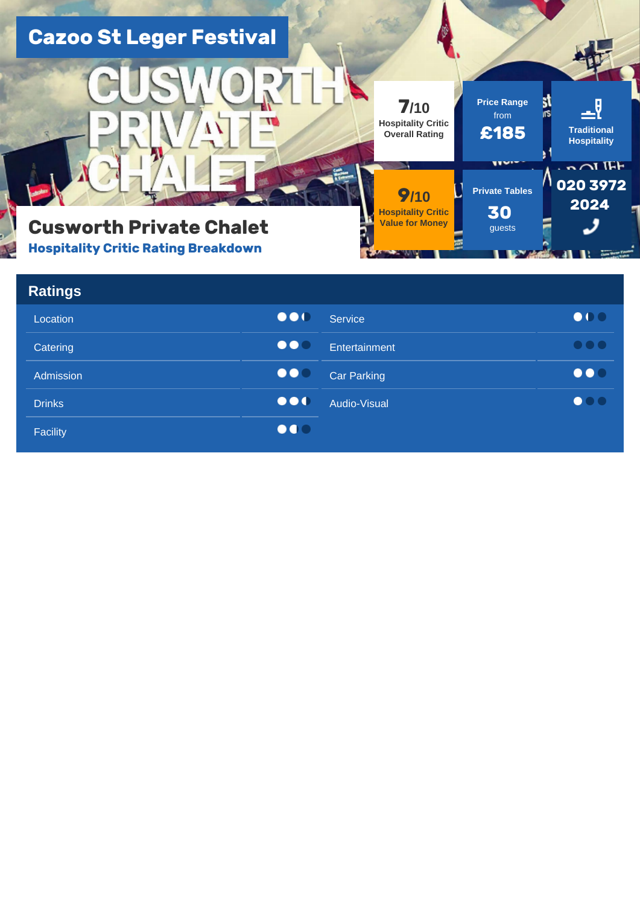# Cazoo St Leger Festival

## Cusworth Private Chalet

**Hospitality Critic Rating Breakdown**

**7/10**
Hospitality Critic Overall Rating

**Price Range**
from
**£185**

**Traditional Hospitality**

**9/10**
Hospitality Critic Value for Money

**Private Tables**
**30**
guests

**020 3972 2024**

## Ratings

| | | | |
|---|---|---|---|
| Location | ●●◐ | Service | ●◐○ |
| Catering | ●●○ | Entertainment | ○○○ |
| Admission | ●●○ | Car Parking | ●●○ |
| Drinks | ●●◐ | Audio-Visual | ●○○ |
| Facility | ●◐○ | | |